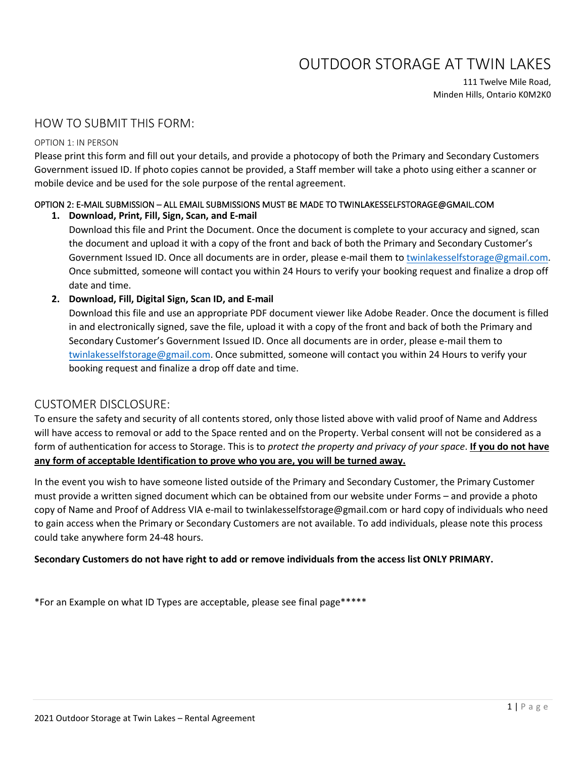# OUTDOOR STORAGE AT TWIN LAKES

111 Twelve Mile Road,
Minden Hills, Ontario K0M2K0

## HOW TO SUBMIT THIS FORM:

OPTION 1: IN PERSON

Please print this form and fill out your details, and provide a photocopy of both the Primary and Secondary Customers Government issued ID. If photo copies cannot be provided, a Staff member will take a photo using either a scanner or mobile device and be used for the sole purpose of the rental agreement.

OPTION 2: E-MAIL SUBMISSION – ALL EMAIL SUBMISSIONS MUST BE MADE TO TWINLAKESSELFSTORAGE@GMAIL.COM

1. **Download, Print, Fill, Sign, Scan, and E-mail**
   Download this file and Print the Document. Once the document is complete to your accuracy and signed, scan the document and upload it with a copy of the front and back of both the Primary and Secondary Customer's Government Issued ID. Once all documents are in order, please e-mail them to twinlakesselfstorage@gmail.com. Once submitted, someone will contact you within 24 Hours to verify your booking request and finalize a drop off date and time.
2. **Download, Fill, Digital Sign, Scan ID, and E-mail**
   Download this file and use an appropriate PDF document viewer like Adobe Reader. Once the document is filled in and electronically signed, save the file, upload it with a copy of the front and back of both the Primary and Secondary Customer's Government Issued ID. Once all documents are in order, please e-mail them to twinlakesselfstorage@gmail.com. Once submitted, someone will contact you within 24 Hours to verify your booking request and finalize a drop off date and time.

## CUSTOMER DISCLOSURE:

To ensure the safety and security of all contents stored, only those listed above with valid proof of Name and Address will have access to removal or add to the Space rented and on the Property. Verbal consent will not be considered as a form of authentication for access to Storage. This is to *protect the property and privacy of your space*. **If you do not have any form of acceptable Identification to prove who you are, you will be turned away.**

In the event you wish to have someone listed outside of the Primary and Secondary Customer, the Primary Customer must provide a written signed document which can be obtained from our website under Forms – and provide a photo copy of Name and Proof of Address VIA e-mail to twinlakesselfstorage@gmail.com or hard copy of individuals who need to gain access when the Primary or Secondary Customers are not available. To add individuals, please note this process could take anywhere form 24-48 hours.

**Secondary Customers do not have right to add or remove individuals from the access list ONLY PRIMARY.**

*For an Example on what ID Types are acceptable, please see final page*****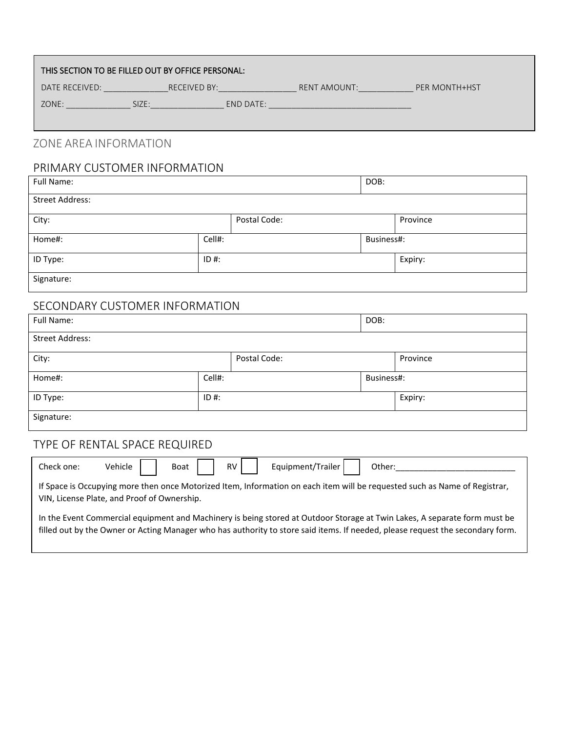THIS SECTION TO BE FILLED OUT BY OFFICE PERSONAL:

DATE RECEIVED: ______________RECEIVED BY:_________________ RENT AMOUNT:____________ PER MONTH+HST

ZONE: ______________ SIZE:________________ END DATE: _______________________________

## ZONE AREA INFORMATION

## PRIMARY CUSTOMER INFORMATION

| Full Name: | | | DOB: |
|---|---|---|---|
| Street Address: | | | |
| City: | Postal Code: | | Province |
| Home#: | Cell#: | | Business#: |
| ID Type: | ID #: | | Expiry: |
| Signature: | | | |

## SECONDARY CUSTOMER INFORMATION

| Full Name: | | | DOB: |
|---|---|---|---|
| Street Address: | | | |
| City: | Postal Code: | | Province |
| Home#: | Cell#: | | Business#: |
| ID Type: | ID #: | | Expiry: |
| Signature: | | | |

## TYPE OF RENTAL SPACE REQUIRED

Check one: Vehicle ☐ Boat ☐ RV ☐ Equipment/Trailer ☐ Other:_________________________

If Space is Occupying more then once Motorized Item, Information on each item will be requested such as Name of Registrar, VIN, License Plate, and Proof of Ownership.

In the Event Commercial equipment and Machinery is being stored at Outdoor Storage at Twin Lakes, A separate form must be filled out by the Owner or Acting Manager who has authority to store said items. If needed, please request the secondary form.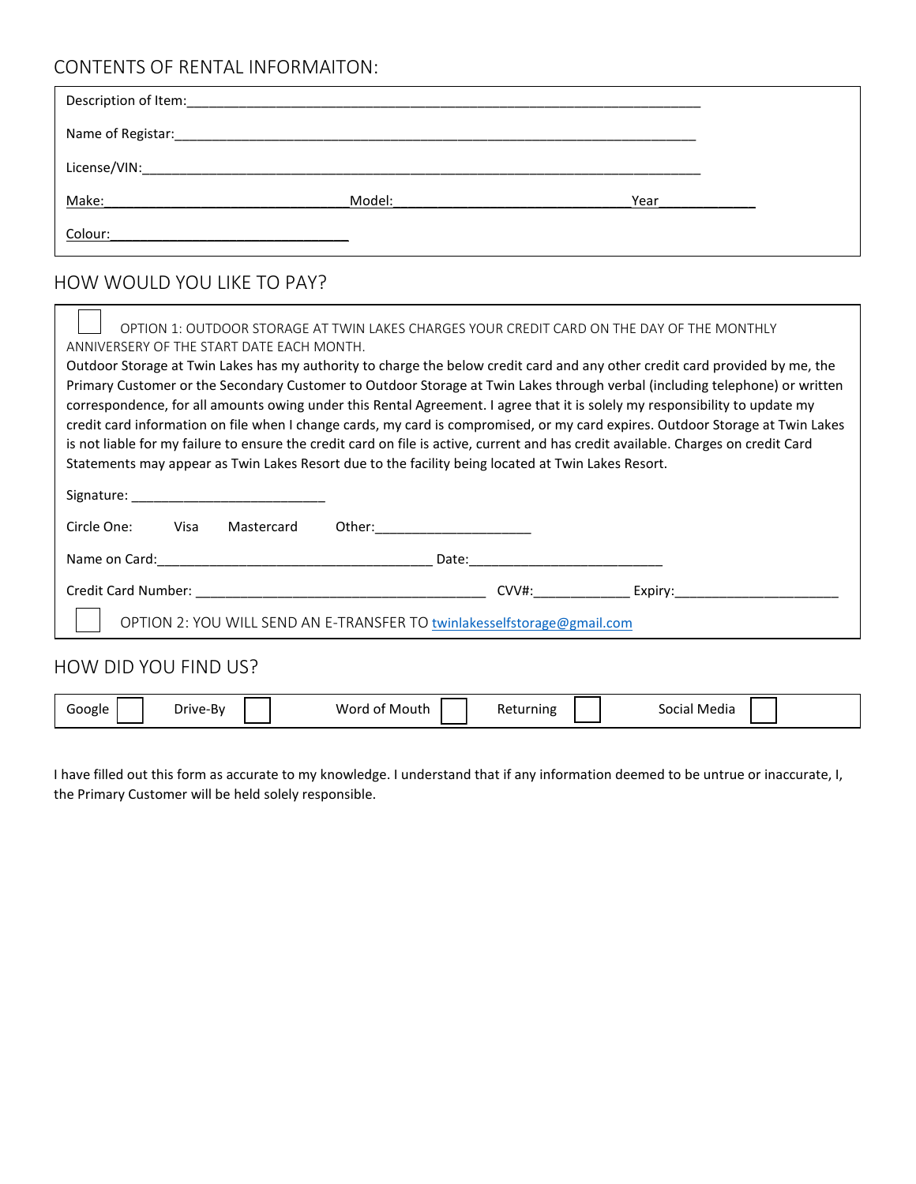## CONTENTS OF RENTAL INFORMAITON:

Description of Item:______________________________________________________________________

Name of Registar:______________________________________________________________________

License/VIN:______________________________________________________________________

Make:_______________________________ Model:_______________________________ Year____________

Colour:_______________________________

## HOW WOULD YOU LIKE TO PAY?

☐ OPTION 1: OUTDOOR STORAGE AT TWIN LAKES CHARGES YOUR CREDIT CARD ON THE DAY OF THE MONTHLY ANNIVERSERY OF THE START DATE EACH MONTH.

Outdoor Storage at Twin Lakes has my authority to charge the below credit card and any other credit card provided by me, the Primary Customer or the Secondary Customer to Outdoor Storage at Twin Lakes through verbal (including telephone) or written correspondence, for all amounts owing under this Rental Agreement. I agree that it is solely my responsibility to update my credit card information on file when I change cards, my card is compromised, or my card expires. Outdoor Storage at Twin Lakes is not liable for my failure to ensure the credit card on file is active, current and has credit available. Charges on credit Card Statements may appear as Twin Lakes Resort due to the facility being located at Twin Lakes Resort.

Signature: _________________________

Circle One: Visa Mastercard Other:____________________

Name on Card:___________________________________ Date:_________________________

Credit Card Number: ______________________________________ CVV#:____________ Expiry:______________________

☐ OPTION 2: YOU WILL SEND AN E-TRANSFER TO twinlakesselfstorage@gmail.com

## HOW DID YOU FIND US?

Google ☐ Drive-By ☐ Word of Mouth ☐ Returning ☐ Social Media ☐

I have filled out this form as accurate to my knowledge. I understand that if any information deemed to be untrue or inaccurate, I, the Primary Customer will be held solely responsible.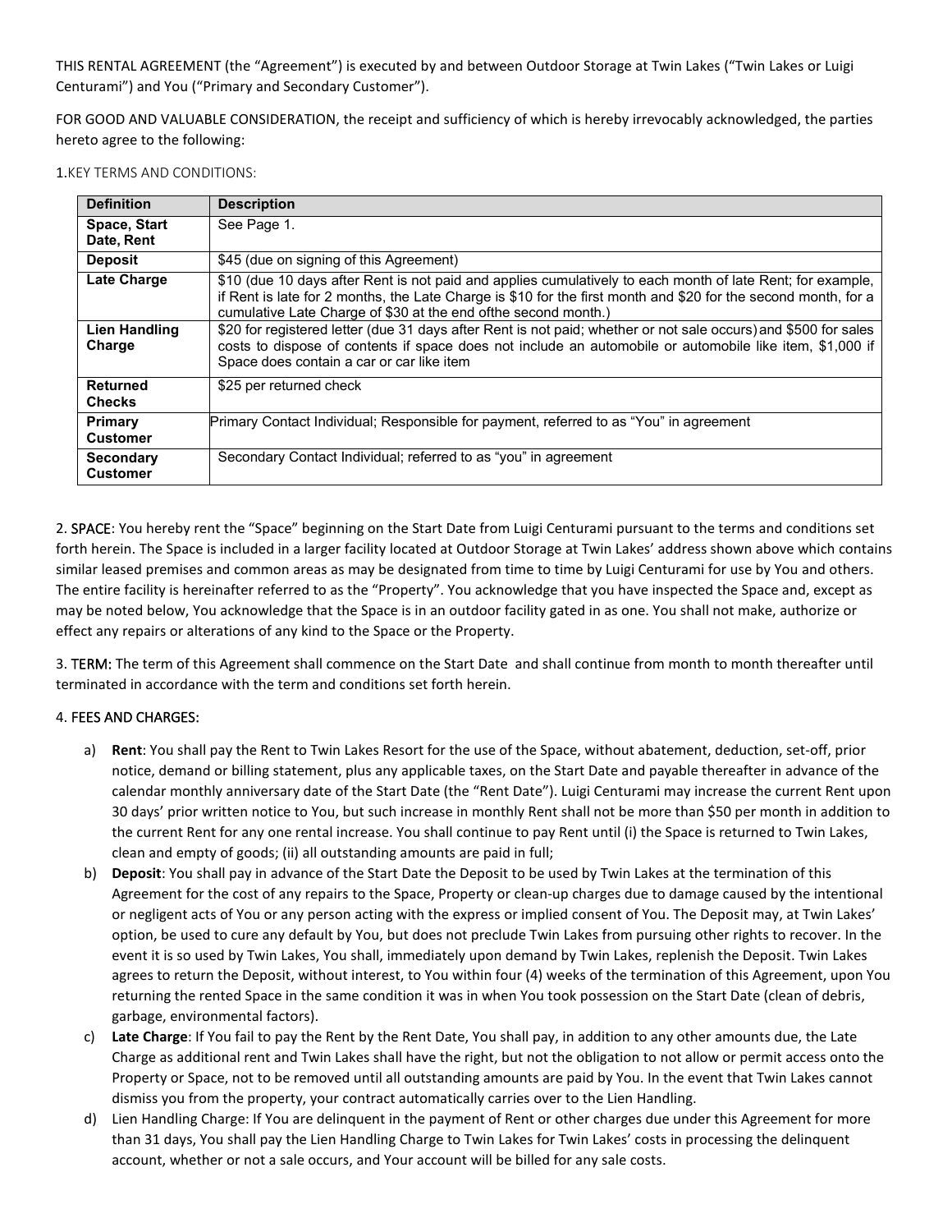THIS RENTAL AGREEMENT (the "Agreement") is executed by and between Outdoor Storage at Twin Lakes ("Twin Lakes or Luigi Centurami") and You ("Primary and Secondary Customer").

FOR GOOD AND VALUABLE CONSIDERATION, the receipt and sufficiency of which is hereby irrevocably acknowledged, the parties hereto agree to the following:

1.KEY TERMS AND CONDITIONS:

| Definition | Description |
|---|---|
| **Space, Start Date, Rent** | See Page 1. |
| **Deposit** | $45 (due on signing of this Agreement) |
| **Late Charge** | $10 (due 10 days after Rent is not paid and applies cumulatively to each month of late Rent; for example, if Rent is late for 2 months, the Late Charge is $10 for the first month and $20 for the second month, for a cumulative Late Charge of $30 at the end ofthe second month.) |
| **Lien Handling Charge** | $20 for registered letter (due 31 days after Rent is not paid; whether or not sale occurs) and $500 for sales costs to dispose of contents if space does not include an automobile or automobile like item, $1,000 if Space does contain a car or car like item |
| **Returned Checks** | $25 per returned check |
| **Primary Customer** | Primary Contact Individual; Responsible for payment, referred to as "You" in agreement |
| **Secondary Customer** | Secondary Contact Individual; referred to as "you" in agreement |

2. SPACE: You hereby rent the "Space" beginning on the Start Date from Luigi Centurami pursuant to the terms and conditions set forth herein. The Space is included in a larger facility located at Outdoor Storage at Twin Lakes' address shown above which contains similar leased premises and common areas as may be designated from time to time by Luigi Centurami for use by You and others. The entire facility is hereinafter referred to as the "Property". You acknowledge that you have inspected the Space and, except as may be noted below, You acknowledge that the Space is in an outdoor facility gated in as one. You shall not make, authorize or effect any repairs or alterations of any kind to the Space or the Property.

3. TERM: The term of this Agreement shall commence on the Start Date and shall continue from month to month thereafter until terminated in accordance with the term and conditions set forth herein.

4. FEES AND CHARGES:

a) **Rent**: You shall pay the Rent to Twin Lakes Resort for the use of the Space, without abatement, deduction, set-off, prior notice, demand or billing statement, plus any applicable taxes, on the Start Date and payable thereafter in advance of the calendar monthly anniversary date of the Start Date (the "Rent Date"). Luigi Centurami may increase the current Rent upon 30 days' prior written notice to You, but such increase in monthly Rent shall not be more than $50 per month in addition to the current Rent for any one rental increase. You shall continue to pay Rent until (i) the Space is returned to Twin Lakes, clean and empty of goods; (ii) all outstanding amounts are paid in full;

b) **Deposit**: You shall pay in advance of the Start Date the Deposit to be used by Twin Lakes at the termination of this Agreement for the cost of any repairs to the Space, Property or clean-up charges due to damage caused by the intentional or negligent acts of You or any person acting with the express or implied consent of You. The Deposit may, at Twin Lakes' option, be used to cure any default by You, but does not preclude Twin Lakes from pursuing other rights to recover. In the event it is so used by Twin Lakes, You shall, immediately upon demand by Twin Lakes, replenish the Deposit. Twin Lakes agrees to return the Deposit, without interest, to You within four (4) weeks of the termination of this Agreement, upon You returning the rented Space in the same condition it was in when You took possession on the Start Date (clean of debris, garbage, environmental factors).

c) **Late Charge**: If You fail to pay the Rent by the Rent Date, You shall pay, in addition to any other amounts due, the Late Charge as additional rent and Twin Lakes shall have the right, but not the obligation to not allow or permit access onto the Property or Space, not to be removed until all outstanding amounts are paid by You. In the event that Twin Lakes cannot dismiss you from the property, your contract automatically carries over to the Lien Handling.

d) Lien Handling Charge: If You are delinquent in the payment of Rent or other charges due under this Agreement for more than 31 days, You shall pay the Lien Handling Charge to Twin Lakes for Twin Lakes' costs in processing the delinquent account, whether or not a sale occurs, and Your account will be billed for any sale costs.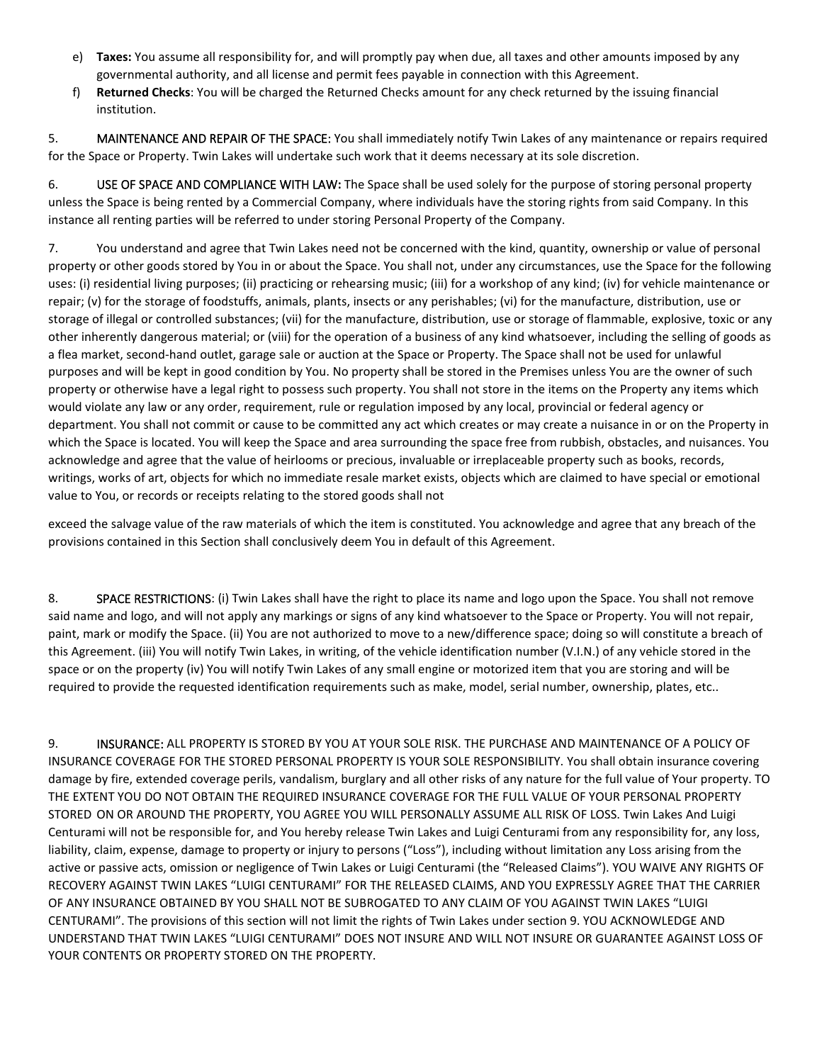e) **Taxes:** You assume all responsibility for, and will promptly pay when due, all taxes and other amounts imposed by any governmental authority, and all license and permit fees payable in connection with this Agreement.

f) **Returned Checks**: You will be charged the Returned Checks amount for any check returned by the issuing financial institution.

5. MAINTENANCE AND REPAIR OF THE SPACE: You shall immediately notify Twin Lakes of any maintenance or repairs required for the Space or Property. Twin Lakes will undertake such work that it deems necessary at its sole discretion.

6. USE OF SPACE AND COMPLIANCE WITH LAW**:** The Space shall be used solely for the purpose of storing personal property unless the Space is being rented by a Commercial Company, where individuals have the storing rights from said Company. In this instance all renting parties will be referred to under storing Personal Property of the Company.

7. You understand and agree that Twin Lakes need not be concerned with the kind, quantity, ownership or value of personal property or other goods stored by You in or about the Space. You shall not, under any circumstances, use the Space for the following uses: (i) residential living purposes; (ii) practicing or rehearsing music; (iii) for a workshop of any kind; (iv) for vehicle maintenance or repair; (v) for the storage of foodstuffs, animals, plants, insects or any perishables; (vi) for the manufacture, distribution, use or storage of illegal or controlled substances; (vii) for the manufacture, distribution, use or storage of flammable, explosive, toxic or any other inherently dangerous material; or (viii) for the operation of a business of any kind whatsoever, including the selling of goods as a flea market, second-hand outlet, garage sale or auction at the Space or Property. The Space shall not be used for unlawful purposes and will be kept in good condition by You. No property shall be stored in the Premises unless You are the owner of such property or otherwise have a legal right to possess such property. You shall not store in the items on the Property any items which would violate any law or any order, requirement, rule or regulation imposed by any local, provincial or federal agency or department. You shall not commit or cause to be committed any act which creates or may create a nuisance in or on the Property in which the Space is located. You will keep the Space and area surrounding the space free from rubbish, obstacles, and nuisances. You acknowledge and agree that the value of heirlooms or precious, invaluable or irreplaceable property such as books, records, writings, works of art, objects for which no immediate resale market exists, objects which are claimed to have special or emotional value to You, or records or receipts relating to the stored goods shall not exceed the salvage value of the raw materials of which the item is constituted. You acknowledge and agree that any breach of the provisions contained in this Section shall conclusively deem You in default of this Agreement.

8. SPACE RESTRICTIONS: (i) Twin Lakes shall have the right to place its name and logo upon the Space. You shall not remove said name and logo, and will not apply any markings or signs of any kind whatsoever to the Space or Property. You will not repair, paint, mark or modify the Space. (ii) You are not authorized to move to a new/difference space; doing so will constitute a breach of this Agreement. (iii) You will notify Twin Lakes, in writing, of the vehicle identification number (V.I.N.) of any vehicle stored in the space or on the property (iv) You will notify Twin Lakes of any small engine or motorized item that you are storing and will be required to provide the requested identification requirements such as make, model, serial number, ownership, plates, etc..

9. INSURANCE: ALL PROPERTY IS STORED BY YOU AT YOUR SOLE RISK. THE PURCHASE AND MAINTENANCE OF A POLICY OF INSURANCE COVERAGE FOR THE STORED PERSONAL PROPERTY IS YOUR SOLE RESPONSIBILITY. You shall obtain insurance covering damage by fire, extended coverage perils, vandalism, burglary and all other risks of any nature for the full value of Your property. TO THE EXTENT YOU DO NOT OBTAIN THE REQUIRED INSURANCE COVERAGE FOR THE FULL VALUE OF YOUR PERSONAL PROPERTY STORED ON OR AROUND THE PROPERTY, YOU AGREE YOU WILL PERSONALLY ASSUME ALL RISK OF LOSS. Twin Lakes And Luigi Centurami will not be responsible for, and You hereby release Twin Lakes and Luigi Centurami from any responsibility for, any loss, liability, claim, expense, damage to property or injury to persons ("Loss"), including without limitation any Loss arising from the active or passive acts, omission or negligence of Twin Lakes or Luigi Centurami (the "Released Claims"). YOU WAIVE ANY RIGHTS OF RECOVERY AGAINST TWIN LAKES "LUIGI CENTURAMI" FOR THE RELEASED CLAIMS, AND YOU EXPRESSLY AGREE THAT THE CARRIER OF ANY INSURANCE OBTAINED BY YOU SHALL NOT BE SUBROGATED TO ANY CLAIM OF YOU AGAINST TWIN LAKES "LUIGI CENTURAMI". The provisions of this section will not limit the rights of Twin Lakes under section 9. YOU ACKNOWLEDGE AND UNDERSTAND THAT TWIN LAKES "LUIGI CENTURAMI" DOES NOT INSURE AND WILL NOT INSURE OR GUARANTEE AGAINST LOSS OF YOUR CONTENTS OR PROPERTY STORED ON THE PROPERTY.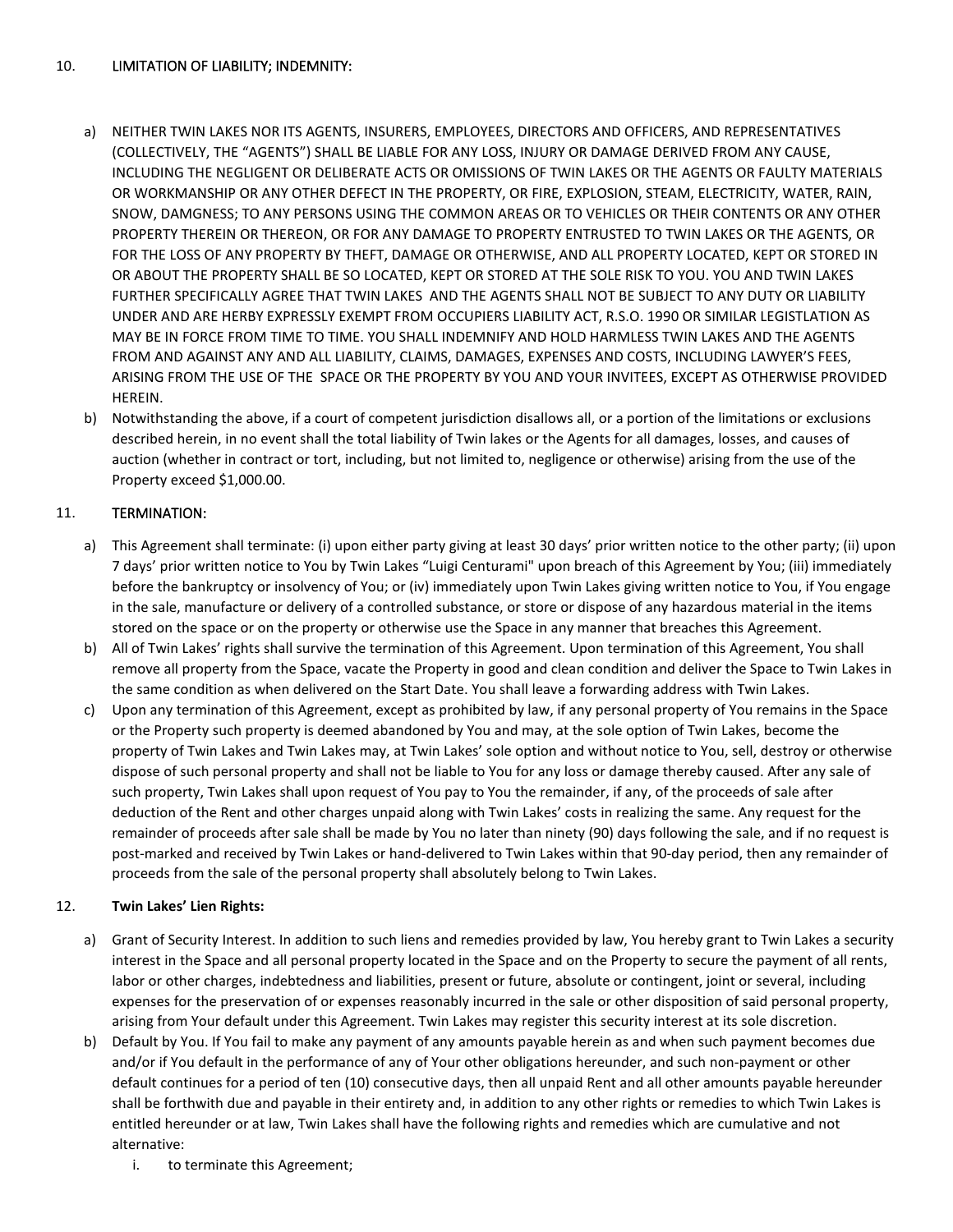10. LIMITATION OF LIABILITY; INDEMNITY:

a) NEITHER TWIN LAKES NOR ITS AGENTS, INSURERS, EMPLOYEES, DIRECTORS AND OFFICERS, AND REPRESENTATIVES (COLLECTIVELY, THE "AGENTS") SHALL BE LIABLE FOR ANY LOSS, INJURY OR DAMAGE DERIVED FROM ANY CAUSE, INCLUDING THE NEGLIGENT OR DELIBERATE ACTS OR OMISSIONS OF TWIN LAKES OR THE AGENTS OR FAULTY MATERIALS OR WORKMANSHIP OR ANY OTHER DEFECT IN THE PROPERTY, OR FIRE, EXPLOSION, STEAM, ELECTRICITY, WATER, RAIN, SNOW, DAMGNESS; TO ANY PERSONS USING THE COMMON AREAS OR TO VEHICLES OR THEIR CONTENTS OR ANY OTHER PROPERTY THEREIN OR THEREON, OR FOR ANY DAMAGE TO PROPERTY ENTRUSTED TO TWIN LAKES OR THE AGENTS, OR FOR THE LOSS OF ANY PROPERTY BY THEFT, DAMAGE OR OTHERWISE, AND ALL PROPERTY LOCATED, KEPT OR STORED IN OR ABOUT THE PROPERTY SHALL BE SO LOCATED, KEPT OR STORED AT THE SOLE RISK TO YOU. YOU AND TWIN LAKES FURTHER SPECIFICALLY AGREE THAT TWIN LAKES AND THE AGENTS SHALL NOT BE SUBJECT TO ANY DUTY OR LIABILITY UNDER AND ARE HERBY EXPRESSLY EXEMPT FROM OCCUPIERS LIABILITY ACT, R.S.O. 1990 OR SIMILAR LEGISTLATION AS MAY BE IN FORCE FROM TIME TO TIME. YOU SHALL INDEMNIFY AND HOLD HARMLESS TWIN LAKES AND THE AGENTS FROM AND AGAINST ANY AND ALL LIABILITY, CLAIMS, DAMAGES, EXPENSES AND COSTS, INCLUDING LAWYER'S FEES, ARISING FROM THE USE OF THE SPACE OR THE PROPERTY BY YOU AND YOUR INVITEES, EXCEPT AS OTHERWISE PROVIDED HEREIN.

b) Notwithstanding the above, if a court of competent jurisdiction disallows all, or a portion of the limitations or exclusions described herein, in no event shall the total liability of Twin lakes or the Agents for all damages, losses, and causes of auction (whether in contract or tort, including, but not limited to, negligence or otherwise) arising from the use of the Property exceed $1,000.00.

11. TERMINATION:

a) This Agreement shall terminate: (i) upon either party giving at least 30 days' prior written notice to the other party; (ii) upon 7 days' prior written notice to You by Twin Lakes "Luigi Centurami" upon breach of this Agreement by You; (iii) immediately before the bankruptcy or insolvency of You; or (iv) immediately upon Twin Lakes giving written notice to You, if You engage in the sale, manufacture or delivery of a controlled substance, or store or dispose of any hazardous material in the items stored on the space or on the property or otherwise use the Space in any manner that breaches this Agreement.

b) All of Twin Lakes' rights shall survive the termination of this Agreement. Upon termination of this Agreement, You shall remove all property from the Space, vacate the Property in good and clean condition and deliver the Space to Twin Lakes in the same condition as when delivered on the Start Date. You shall leave a forwarding address with Twin Lakes.

c) Upon any termination of this Agreement, except as prohibited by law, if any personal property of You remains in the Space or the Property such property is deemed abandoned by You and may, at the sole option of Twin Lakes, become the property of Twin Lakes and Twin Lakes may, at Twin Lakes' sole option and without notice to You, sell, destroy or otherwise dispose of such personal property and shall not be liable to You for any loss or damage thereby caused. After any sale of such property, Twin Lakes shall upon request of You pay to You the remainder, if any, of the proceeds of sale after deduction of the Rent and other charges unpaid along with Twin Lakes' costs in realizing the same. Any request for the remainder of proceeds after sale shall be made by You no later than ninety (90) days following the sale, and if no request is post-marked and received by Twin Lakes or hand-delivered to Twin Lakes within that 90-day period, then any remainder of proceeds from the sale of the personal property shall absolutely belong to Twin Lakes.

12. **Twin Lakes' Lien Rights:**

a) Grant of Security Interest. In addition to such liens and remedies provided by law, You hereby grant to Twin Lakes a security interest in the Space and all personal property located in the Space and on the Property to secure the payment of all rents, labor or other charges, indebtedness and liabilities, present or future, absolute or contingent, joint or several, including expenses for the preservation of or expenses reasonably incurred in the sale or other disposition of said personal property, arising from Your default under this Agreement. Twin Lakes may register this security interest at its sole discretion.

b) Default by You. If You fail to make any payment of any amounts payable herein as and when such payment becomes due and/or if You default in the performance of any of Your other obligations hereunder, and such non-payment or other default continues for a period of ten (10) consecutive days, then all unpaid Rent and all other amounts payable hereunder shall be forthwith due and payable in their entirety and, in addition to any other rights or remedies to which Twin Lakes is entitled hereunder or at law, Twin Lakes shall have the following rights and remedies which are cumulative and not alternative:

   i. to terminate this Agreement;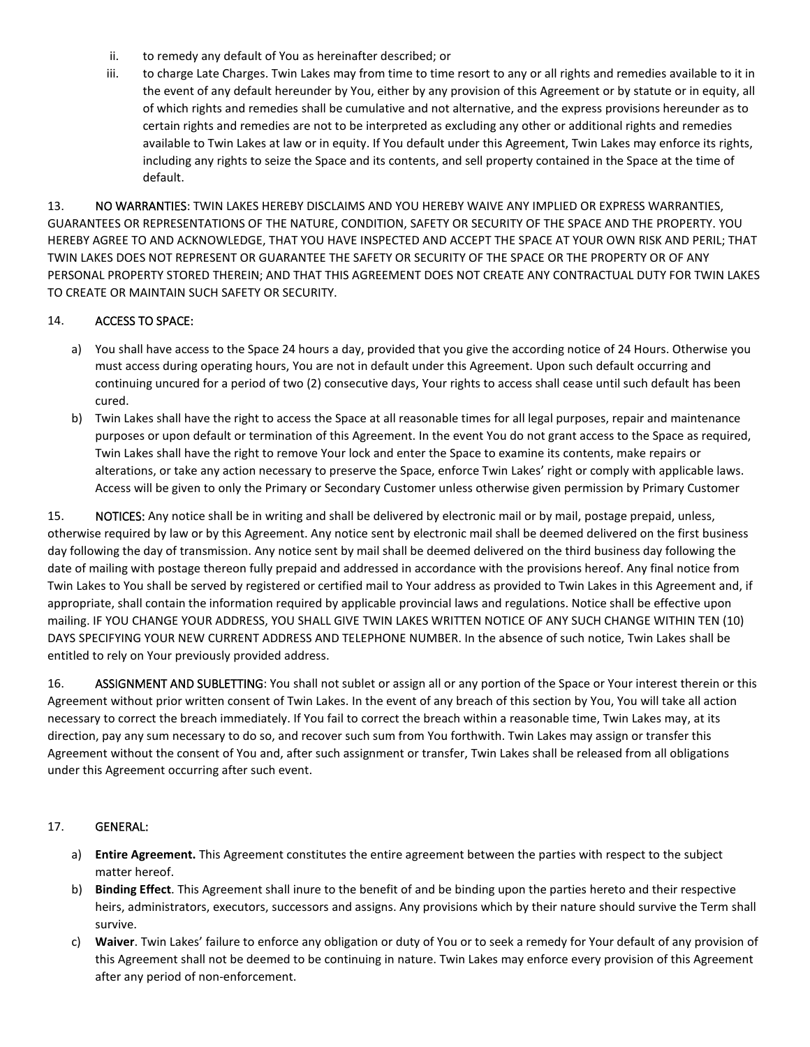ii. to remedy any default of You as hereinafter described; or

iii. to charge Late Charges. Twin Lakes may from time to time resort to any or all rights and remedies available to it in the event of any default hereunder by You, either by any provision of this Agreement or by statute or in equity, all of which rights and remedies shall be cumulative and not alternative, and the express provisions hereunder as to certain rights and remedies are not to be interpreted as excluding any other or additional rights and remedies available to Twin Lakes at law or in equity. If You default under this Agreement, Twin Lakes may enforce its rights, including any rights to seize the Space and its contents, and sell property contained in the Space at the time of default.

13. NO WARRANTIES: TWIN LAKES HEREBY DISCLAIMS AND YOU HEREBY WAIVE ANY IMPLIED OR EXPRESS WARRANTIES, GUARANTEES OR REPRESENTATIONS OF THE NATURE, CONDITION, SAFETY OR SECURITY OF THE SPACE AND THE PROPERTY. YOU HEREBY AGREE TO AND ACKNOWLEDGE, THAT YOU HAVE INSPECTED AND ACCEPT THE SPACE AT YOUR OWN RISK AND PERIL; THAT TWIN LAKES DOES NOT REPRESENT OR GUARANTEE THE SAFETY OR SECURITY OF THE SPACE OR THE PROPERTY OR OF ANY PERSONAL PROPERTY STORED THEREIN; AND THAT THIS AGREEMENT DOES NOT CREATE ANY CONTRACTUAL DUTY FOR TWIN LAKES TO CREATE OR MAINTAIN SUCH SAFETY OR SECURITY.

14. ACCESS TO SPACE:

a) You shall have access to the Space 24 hours a day, provided that you give the according notice of 24 Hours. Otherwise you must access during operating hours, You are not in default under this Agreement. Upon such default occurring and continuing uncured for a period of two (2) consecutive days, Your rights to access shall cease until such default has been cured.
b) Twin Lakes shall have the right to access the Space at all reasonable times for all legal purposes, repair and maintenance purposes or upon default or termination of this Agreement. In the event You do not grant access to the Space as required, Twin Lakes shall have the right to remove Your lock and enter the Space to examine its contents, make repairs or alterations, or take any action necessary to preserve the Space, enforce Twin Lakes' right or comply with applicable laws. Access will be given to only the Primary or Secondary Customer unless otherwise given permission by Primary Customer

15. NOTICES: Any notice shall be in writing and shall be delivered by electronic mail or by mail, postage prepaid, unless, otherwise required by law or by this Agreement. Any notice sent by electronic mail shall be deemed delivered on the first business day following the day of transmission. Any notice sent by mail shall be deemed delivered on the third business day following the date of mailing with postage thereon fully prepaid and addressed in accordance with the provisions hereof. Any final notice from Twin Lakes to You shall be served by registered or certified mail to Your address as provided to Twin Lakes in this Agreement and, if appropriate, shall contain the information required by applicable provincial laws and regulations. Notice shall be effective upon mailing. IF YOU CHANGE YOUR ADDRESS, YOU SHALL GIVE TWIN LAKES WRITTEN NOTICE OF ANY SUCH CHANGE WITHIN TEN (10) DAYS SPECIFYING YOUR NEW CURRENT ADDRESS AND TELEPHONE NUMBER. In the absence of such notice, Twin Lakes shall be entitled to rely on Your previously provided address.

16. ASSIGNMENT AND SUBLETTING: You shall not sublet or assign all or any portion of the Space or Your interest therein or this Agreement without prior written consent of Twin Lakes. In the event of any breach of this section by You, You will take all action necessary to correct the breach immediately. If You fail to correct the breach within a reasonable time, Twin Lakes may, at its direction, pay any sum necessary to do so, and recover such sum from You forthwith. Twin Lakes may assign or transfer this Agreement without the consent of You and, after such assignment or transfer, Twin Lakes shall be released from all obligations under this Agreement occurring after such event.

17. GENERAL:

a) **Entire Agreement.** This Agreement constitutes the entire agreement between the parties with respect to the subject matter hereof.
b) **Binding Effect**. This Agreement shall inure to the benefit of and be binding upon the parties hereto and their respective heirs, administrators, executors, successors and assigns. Any provisions which by their nature should survive the Term shall survive.
c) **Waiver**. Twin Lakes' failure to enforce any obligation or duty of You or to seek a remedy for Your default of any provision of this Agreement shall not be deemed to be continuing in nature. Twin Lakes may enforce every provision of this Agreement after any period of non-enforcement.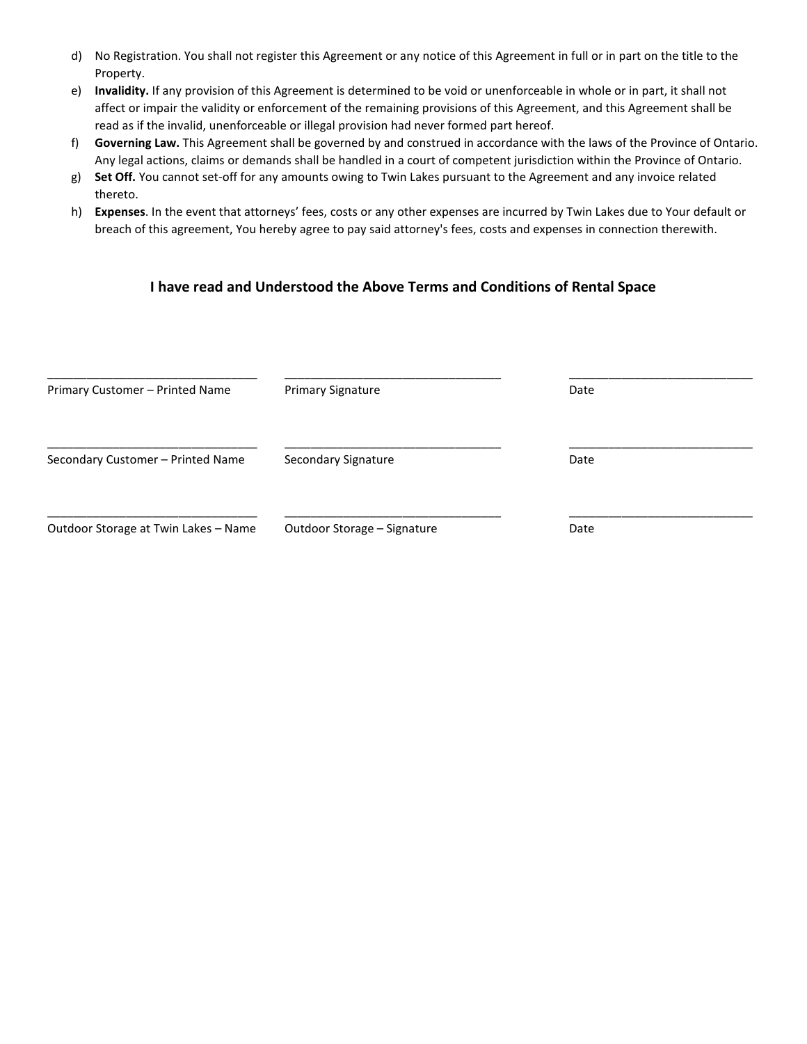d) No Registration. You shall not register this Agreement or any notice of this Agreement in full or in part on the title to the Property.

e) **Invalidity.** If any provision of this Agreement is determined to be void or unenforceable in whole or in part, it shall not affect or impair the validity or enforcement of the remaining provisions of this Agreement, and this Agreement shall be read as if the invalid, unenforceable or illegal provision had never formed part hereof.

f) **Governing Law.** This Agreement shall be governed by and construed in accordance with the laws of the Province of Ontario. Any legal actions, claims or demands shall be handled in a court of competent jurisdiction within the Province of Ontario.

g) **Set Off.** You cannot set-off for any amounts owing to Twin Lakes pursuant to the Agreement and any invoice related thereto.

h) **Expenses**. In the event that attorneys' fees, costs or any other expenses are incurred by Twin Lakes due to Your default or breach of this agreement, You hereby agree to pay said attorney's fees, costs and expenses in connection therewith.

**I have read and Understood the Above Terms and Conditions of Rental Space**

| ________________________________ | ________________________________ | ____________________________ |
|---|---|---|
| Primary Customer – Printed Name | Primary Signature | Date |
| ________________________________ | ________________________________ | ____________________________ |
| Secondary Customer – Printed Name | Secondary Signature | Date |
| ________________________________ | ________________________________ | ____________________________ |
| Outdoor Storage at Twin Lakes – Name | Outdoor Storage – Signature | Date |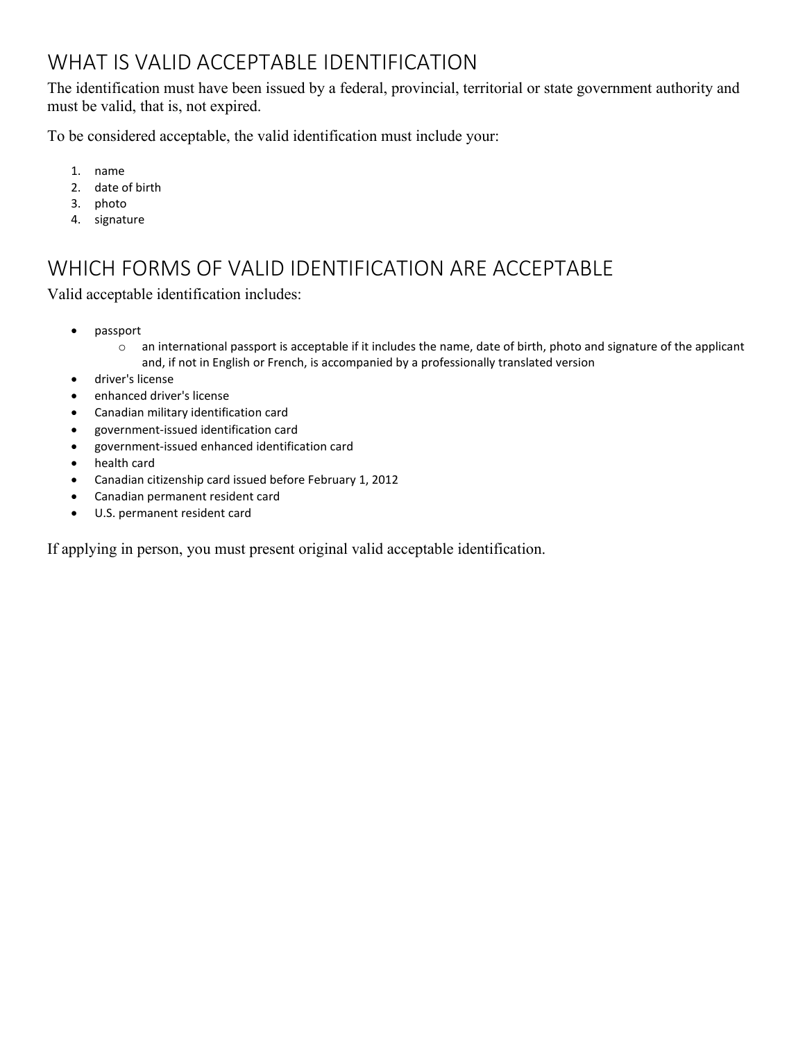## WHAT IS VALID ACCEPTABLE IDENTIFICATION

The identification must have been issued by a federal, provincial, territorial or state government authority and must be valid, that is, not expired.

To be considered acceptable, the valid identification must include your:

1. name
2. date of birth
3. photo
4. signature

## WHICH FORMS OF VALID IDENTIFICATION ARE ACCEPTABLE

Valid acceptable identification includes:

- passport
  - an international passport is acceptable if it includes the name, date of birth, photo and signature of the applicant and, if not in English or French, is accompanied by a professionally translated version
- driver's license
- enhanced driver's license
- Canadian military identification card
- government-issued identification card
- government-issued enhanced identification card
- health card
- Canadian citizenship card issued before February 1, 2012
- Canadian permanent resident card
- U.S. permanent resident card

If applying in person, you must present original valid acceptable identification.